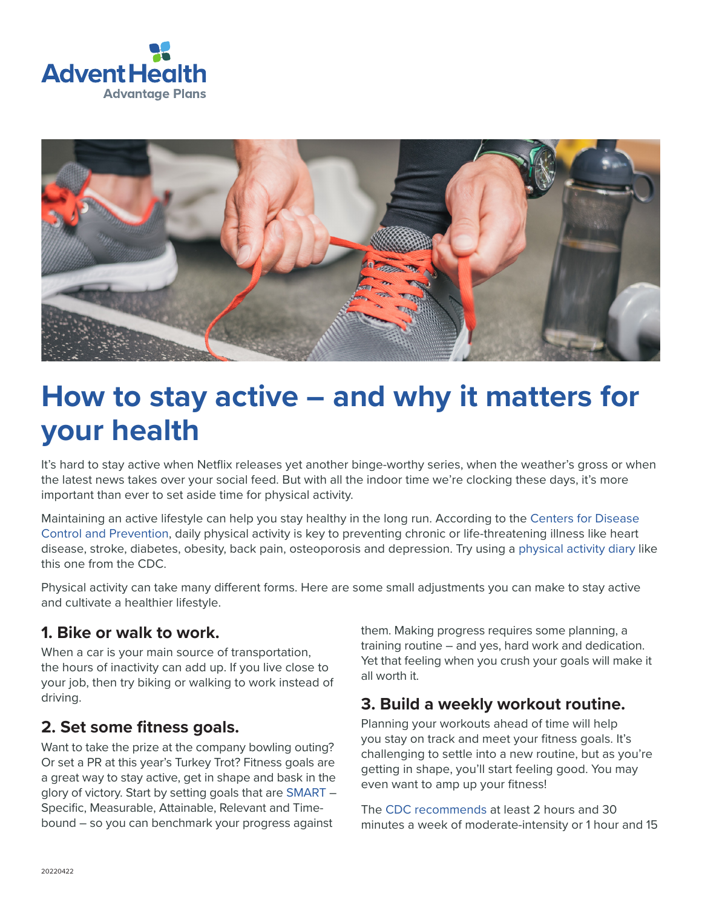AdventHealth
Advantage Plans

# How to stay active – and why it matters for your health

It's hard to stay active when Netflix releases yet another binge-worthy series, when the weather's gross or when the latest news takes over your social feed. But with all the indoor time we're clocking these days, it's more important than ever to set aside time for physical activity.

Maintaining an active lifestyle can help you stay healthy in the long run. According to the Centers for Disease Control and Prevention, daily physical activity is key to preventing chronic or life-threatening illness like heart disease, stroke, diabetes, obesity, back pain, osteoporosis and depression. Try using a physical activity diary like this one from the CDC.

Physical activity can take many different forms. Here are some small adjustments you can make to stay active and cultivate a healthier lifestyle.

### 1. Bike or walk to work.

When a car is your main source of transportation, the hours of inactivity can add up. If you live close to your job, then try biking or walking to work instead of driving.

### 2. Set some fitness goals.

Want to take the prize at the company bowling outing? Or set a PR at this year's Turkey Trot? Fitness goals are a great way to stay active, get in shape and bask in the glory of victory. Start by setting goals that are SMART – Specific, Measurable, Attainable, Relevant and Time-bound – so you can benchmark your progress against them. Making progress requires some planning, a training routine – and yes, hard work and dedication. Yet that feeling when you crush your goals will make it all worth it.

### 3. Build a weekly workout routine.

Planning your workouts ahead of time will help you stay on track and meet your fitness goals. It's challenging to settle into a new routine, but as you're getting in shape, you'll start feeling good. You may even want to amp up your fitness!

The CDC recommends at least 2 hours and 30 minutes a week of moderate-intensity or 1 hour and 15

20220422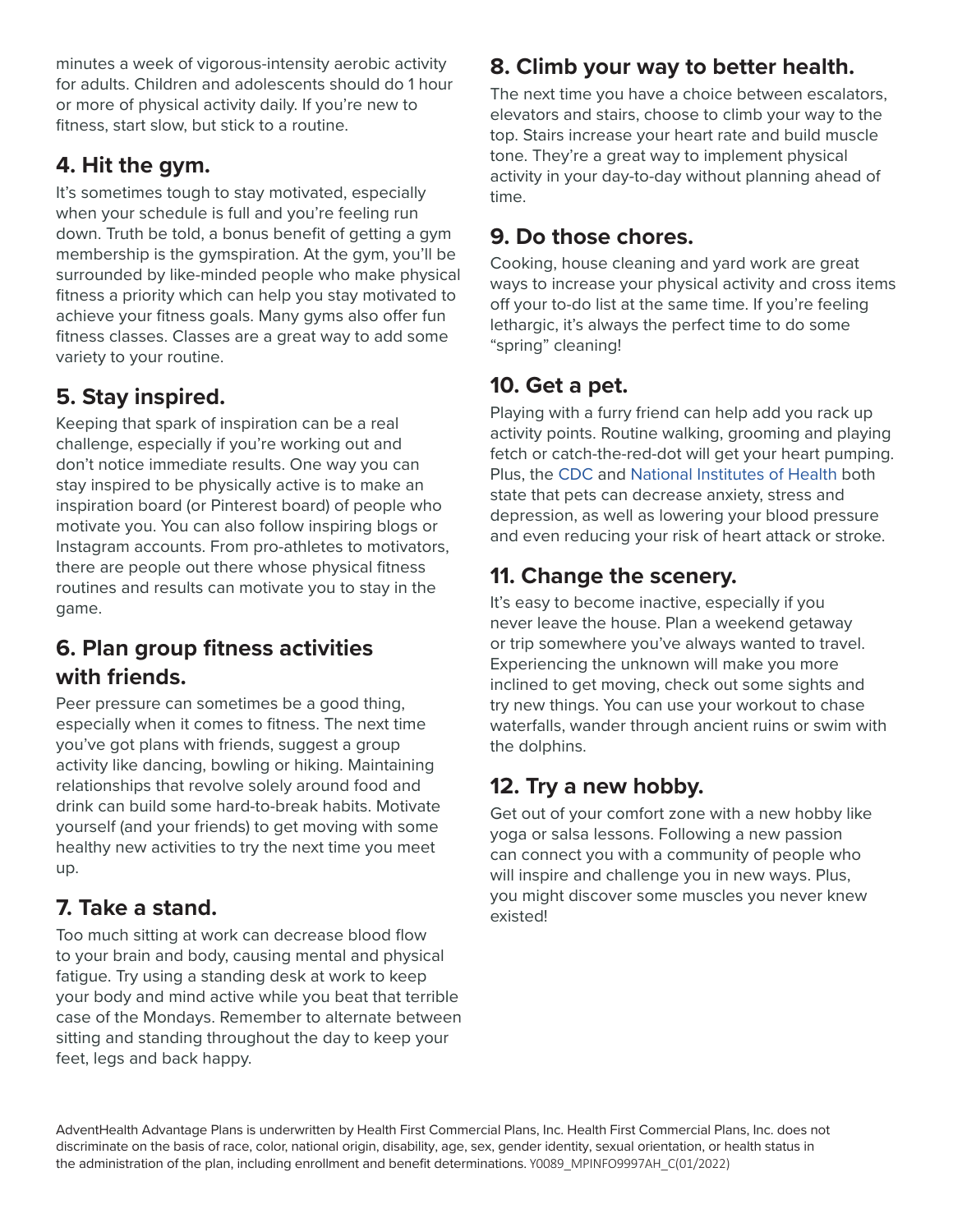minutes a week of vigorous-intensity aerobic activity for adults. Children and adolescents should do 1 hour or more of physical activity daily. If you're new to fitness, start slow, but stick to a routine.

## 4. Hit the gym.

It's sometimes tough to stay motivated, especially when your schedule is full and you're feeling run down. Truth be told, a bonus benefit of getting a gym membership is the gymspiration. At the gym, you'll be surrounded by like-minded people who make physical fitness a priority which can help you stay motivated to achieve your fitness goals. Many gyms also offer fun fitness classes. Classes are a great way to add some variety to your routine.

## 5. Stay inspired.

Keeping that spark of inspiration can be a real challenge, especially if you're working out and don't notice immediate results. One way you can stay inspired to be physically active is to make an inspiration board (or Pinterest board) of people who motivate you. You can also follow inspiring blogs or Instagram accounts. From pro-athletes to motivators, there are people out there whose physical fitness routines and results can motivate you to stay in the game.

## 6. Plan group fitness activities with friends.

Peer pressure can sometimes be a good thing, especially when it comes to fitness. The next time you've got plans with friends, suggest a group activity like dancing, bowling or hiking. Maintaining relationships that revolve solely around food and drink can build some hard-to-break habits. Motivate yourself (and your friends) to get moving with some healthy new activities to try the next time you meet up.

## 7. Take a stand.

Too much sitting at work can decrease blood flow to your brain and body, causing mental and physical fatigue. Try using a standing desk at work to keep your body and mind active while you beat that terrible case of the Mondays. Remember to alternate between sitting and standing throughout the day to keep your feet, legs and back happy.

## 8. Climb your way to better health.

The next time you have a choice between escalators, elevators and stairs, choose to climb your way to the top. Stairs increase your heart rate and build muscle tone. They're a great way to implement physical activity in your day-to-day without planning ahead of time.

## 9. Do those chores.

Cooking, house cleaning and yard work are great ways to increase your physical activity and cross items off your to-do list at the same time. If you're feeling lethargic, it's always the perfect time to do some "spring" cleaning!

## 10. Get a pet.

Playing with a furry friend can help add you rack up activity points. Routine walking, grooming and playing fetch or catch-the-red-dot will get your heart pumping. Plus, the CDC and National Institutes of Health both state that pets can decrease anxiety, stress and depression, as well as lowering your blood pressure and even reducing your risk of heart attack or stroke.

## 11. Change the scenery.

It's easy to become inactive, especially if you never leave the house. Plan a weekend getaway or trip somewhere you've always wanted to travel. Experiencing the unknown will make you more inclined to get moving, check out some sights and try new things. You can use your workout to chase waterfalls, wander through ancient ruins or swim with the dolphins.

## 12. Try a new hobby.

Get out of your comfort zone with a new hobby like yoga or salsa lessons. Following a new passion can connect you with a community of people who will inspire and challenge you in new ways. Plus, you might discover some muscles you never knew existed!

AdventHealth Advantage Plans is underwritten by Health First Commercial Plans, Inc. Health First Commercial Plans, Inc. does not discriminate on the basis of race, color, national origin, disability, age, sex, gender identity, sexual orientation, or health status in the administration of the plan, including enrollment and benefit determinations. Y0089_MPINFO9997AH_C(01/2022)